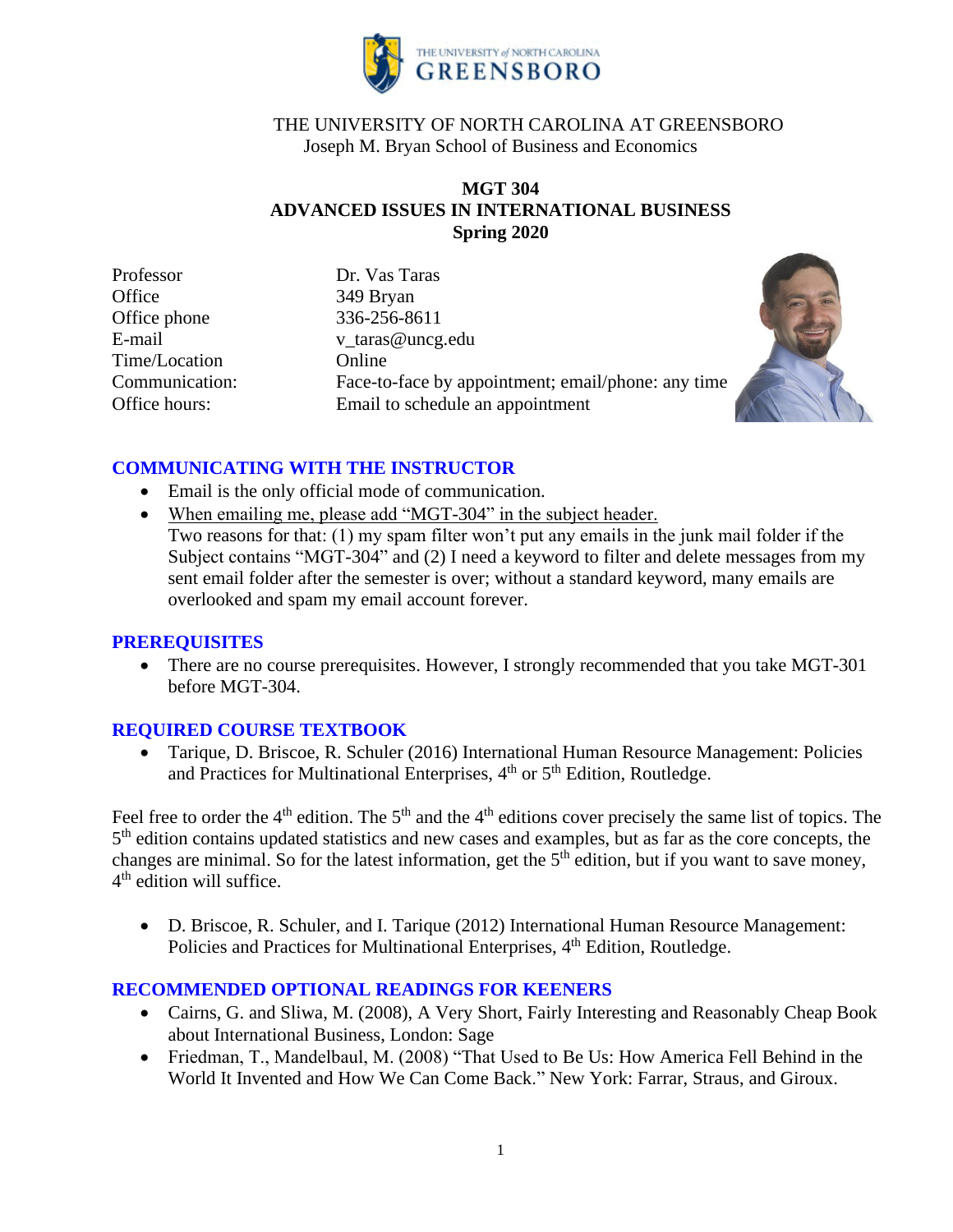THE UNIVERSITY OF NORTH CAROLINA AT GREENSBORO
Joseph M. Bryan School of Business and Economics

# MGT 304
# ADVANCED ISSUES IN INTERNATIONAL BUSINESS
## Spring 2020

| | |
|---|---|
| Professor | Dr. Vas Taras |
| Office | 349 Bryan |
| Office phone | 336-256-8611 |
| E-mail | v_taras@uncg.edu |
| Time/Location | Online |
| Communication: | Face-to-face by appointment; email/phone: any time |
| Office hours: | Email to schedule an appointment |

## COMMUNICATING WITH THE INSTRUCTOR

- Email is the only official mode of communication.
- When emailing me, please add "MGT-304" in the subject header.
  Two reasons for that: (1) my spam filter won't put any emails in the junk mail folder if the Subject contains "MGT-304" and (2) I need a keyword to filter and delete messages from my sent email folder after the semester is over; without a standard keyword, many emails are overlooked and spam my email account forever.

## PREREQUISITES

- There are no course prerequisites. However, I strongly recommended that you take MGT-301 before MGT-304.

## REQUIRED COURSE TEXTBOOK

- Tarique, D. Briscoe, R. Schuler (2016) International Human Resource Management: Policies and Practices for Multinational Enterprises, 4th or 5th Edition, Routledge.

Feel free to order the 4th edition. The 5th and the 4th editions cover precisely the same list of topics. The 5th edition contains updated statistics and new cases and examples, but as far as the core concepts, the changes are minimal. So for the latest information, get the 5th edition, but if you want to save money, 4th edition will suffice.

- D. Briscoe, R. Schuler, and I. Tarique (2012) International Human Resource Management: Policies and Practices for Multinational Enterprises, 4th Edition, Routledge.

## RECOMMENDED OPTIONAL READINGS FOR KEENERS

- Cairns, G. and Sliwa, M. (2008), A Very Short, Fairly Interesting and Reasonably Cheap Book about International Business, London: Sage
- Friedman, T., Mandelbaul, M. (2008) "That Used to Be Us: How America Fell Behind in the World It Invented and How We Can Come Back." New York: Farrar, Straus, and Giroux.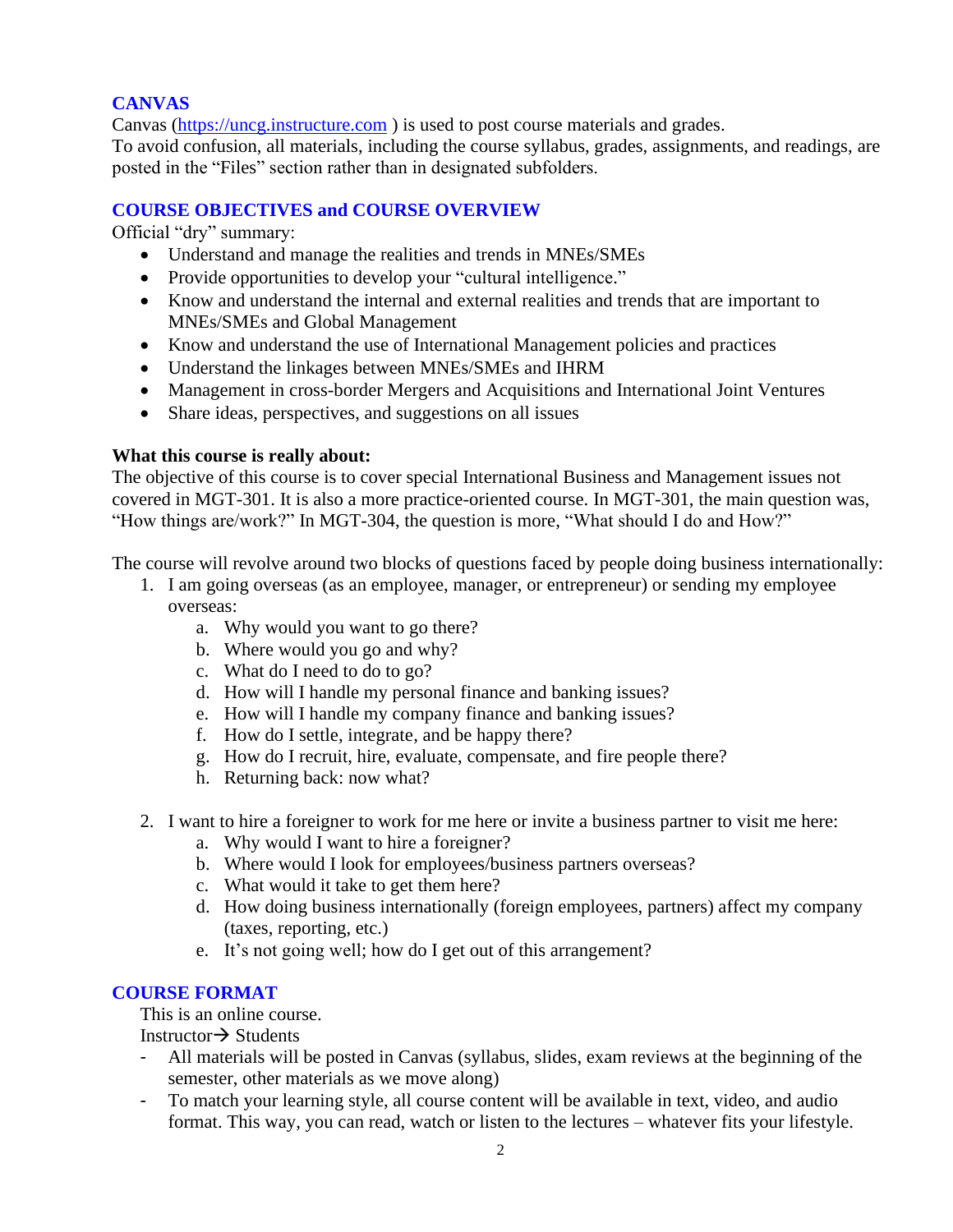## CANVAS

Canvas ([https://uncg.instructure.com](https://uncg.instructure.com) ) is used to post course materials and grades.
To avoid confusion, all materials, including the course syllabus, grades, assignments, and readings, are posted in the "Files" section rather than in designated subfolders.

## COURSE OBJECTIVES and COURSE OVERVIEW

Official "dry" summary:

- Understand and manage the realities and trends in MNEs/SMEs
- Provide opportunities to develop your "cultural intelligence."
- Know and understand the internal and external realities and trends that are important to MNEs/SMEs and Global Management
- Know and understand the use of International Management policies and practices
- Understand the linkages between MNEs/SMEs and IHRM
- Management in cross-border Mergers and Acquisitions and International Joint Ventures
- Share ideas, perspectives, and suggestions on all issues

**What this course is really about:**
The objective of this course is to cover special International Business and Management issues not covered in MGT-301. It is also a more practice-oriented course. In MGT-301, the main question was, "How things are/work?" In MGT-304, the question is more, "What should I do and How?"

The course will revolve around two blocks of questions faced by people doing business internationally:

1. I am going overseas (as an employee, manager, or entrepreneur) or sending my employee overseas:
   a. Why would you want to go there?
   b. Where would you go and why?
   c. What do I need to do to go?
   d. How will I handle my personal finance and banking issues?
   e. How will I handle my company finance and banking issues?
   f. How do I settle, integrate, and be happy there?
   g. How do I recruit, hire, evaluate, compensate, and fire people there?
   h. Returning back: now what?

2. I want to hire a foreigner to work for me here or invite a business partner to visit me here:
   a. Why would I want to hire a foreigner?
   b. Where would I look for employees/business partners overseas?
   c. What would it take to get them here?
   d. How doing business internationally (foreign employees, partners) affect my company (taxes, reporting, etc.)
   e. It's not going well; how do I get out of this arrangement?

## COURSE FORMAT

This is an online course.
Instructor → Students

- All materials will be posted in Canvas (syllabus, slides, exam reviews at the beginning of the semester, other materials as we move along)
- To match your learning style, all course content will be available in text, video, and audio format. This way, you can read, watch or listen to the lectures – whatever fits your lifestyle.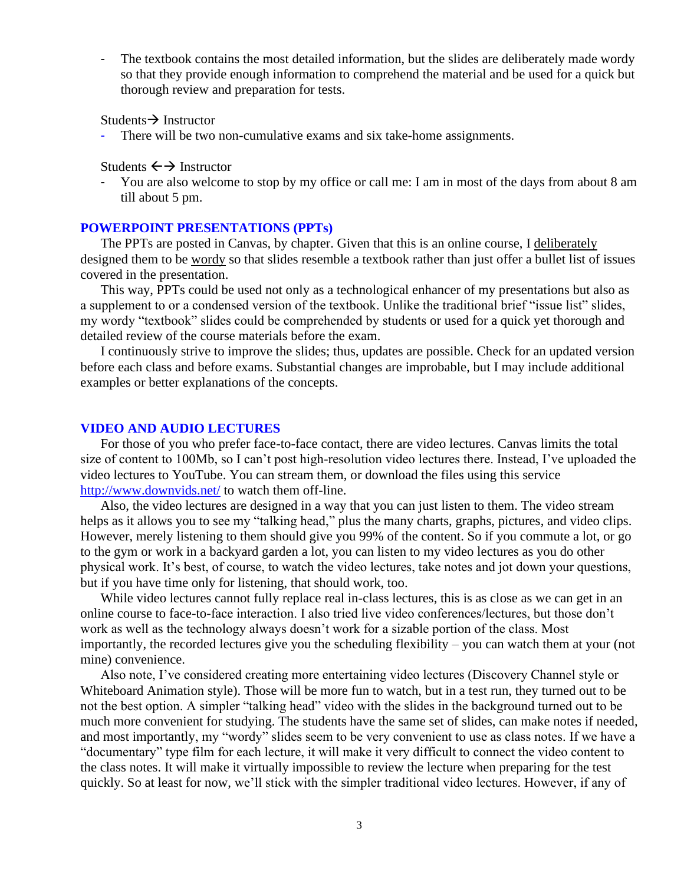- The textbook contains the most detailed information, but the slides are deliberately made wordy so that they provide enough information to comprehend the material and be used for a quick but thorough review and preparation for tests.

Students→ Instructor

- There will be two non-cumulative exams and six take-home assignments.

Students ←→ Instructor

- You are also welcome to stop by my office or call me: I am in most of the days from about 8 am till about 5 pm.

## POWERPOINT PRESENTATIONS (PPTs)

The PPTs are posted in Canvas, by chapter. Given that this is an online course, I deliberately designed them to be wordy so that slides resemble a textbook rather than just offer a bullet list of issues covered in the presentation.

This way, PPTs could be used not only as a technological enhancer of my presentations but also as a supplement to or a condensed version of the textbook. Unlike the traditional brief "issue list" slides, my wordy "textbook" slides could be comprehended by students or used for a quick yet thorough and detailed review of the course materials before the exam.

I continuously strive to improve the slides; thus, updates are possible. Check for an updated version before each class and before exams. Substantial changes are improbable, but I may include additional examples or better explanations of the concepts.

## VIDEO AND AUDIO LECTURES

For those of you who prefer face-to-face contact, there are video lectures. Canvas limits the total size of content to 100Mb, so I can't post high-resolution video lectures there. Instead, I've uploaded the video lectures to YouTube. You can stream them, or download the files using this service http://www.downvids.net/ to watch them off-line.

Also, the video lectures are designed in a way that you can just listen to them. The video stream helps as it allows you to see my "talking head," plus the many charts, graphs, pictures, and video clips. However, merely listening to them should give you 99% of the content. So if you commute a lot, or go to the gym or work in a backyard garden a lot, you can listen to my video lectures as you do other physical work. It's best, of course, to watch the video lectures, take notes and jot down your questions, but if you have time only for listening, that should work, too.

While video lectures cannot fully replace real in-class lectures, this is as close as we can get in an online course to face-to-face interaction. I also tried live video conferences/lectures, but those don't work as well as the technology always doesn't work for a sizable portion of the class. Most importantly, the recorded lectures give you the scheduling flexibility – you can watch them at your (not mine) convenience.

Also note, I've considered creating more entertaining video lectures (Discovery Channel style or Whiteboard Animation style). Those will be more fun to watch, but in a test run, they turned out to be not the best option. A simpler "talking head" video with the slides in the background turned out to be much more convenient for studying. The students have the same set of slides, can make notes if needed, and most importantly, my "wordy" slides seem to be very convenient to use as class notes. If we have a "documentary" type film for each lecture, it will make it very difficult to connect the video content to the class notes. It will make it virtually impossible to review the lecture when preparing for the test quickly. So at least for now, we'll stick with the simpler traditional video lectures. However, if any of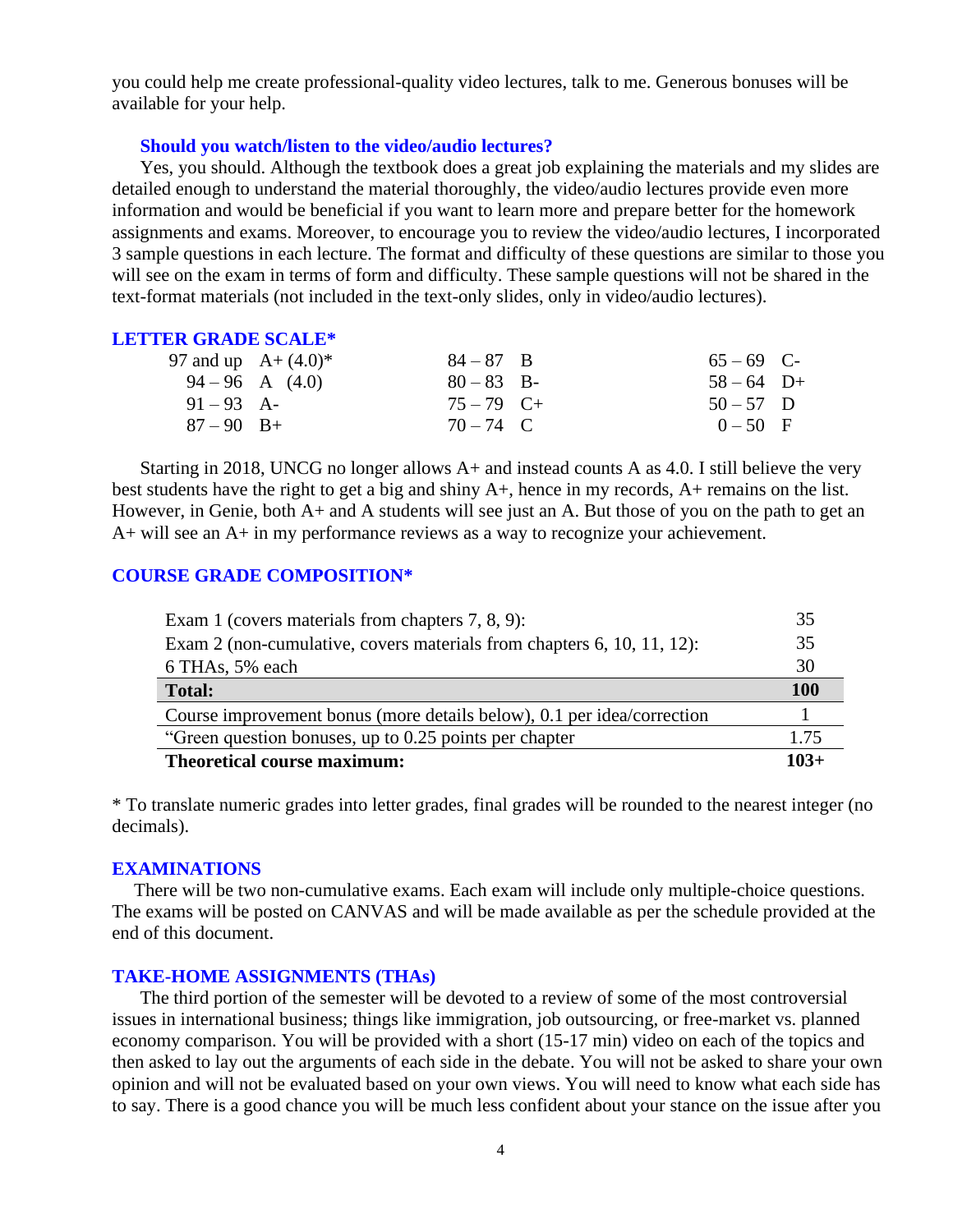you could help me create professional-quality video lectures, talk to me. Generous bonuses will be available for your help.

### Should you watch/listen to the video/audio lectures?

Yes, you should. Although the textbook does a great job explaining the materials and my slides are detailed enough to understand the material thoroughly, the video/audio lectures provide even more information and would be beneficial if you want to learn more and prepare better for the homework assignments and exams. Moreover, to encourage you to review the video/audio lectures, I incorporated 3 sample questions in each lecture. The format and difficulty of these questions are similar to those you will see on the exam in terms of form and difficulty. These sample questions will not be shared in the text-format materials (not included in the text-only slides, only in video/audio lectures).

## LETTER GRADE SCALE*

| | | | | | |
|---|---|---|---|---|---|
| 97 and up | A+ (4.0)* | 84 – 87 | B | 65 – 69 | C- |
| 94 – 96 | A (4.0) | 80 – 83 | B- | 58 – 64 | D+ |
| 91 – 93 | A- | 75 – 79 | C+ | 50 – 57 | D |
| 87 – 90 | B+ | 70 – 74 | C | 0 – 50 | F |

Starting in 2018, UNCG no longer allows A+ and instead counts A as 4.0. I still believe the very best students have the right to get a big and shiny A+, hence in my records, A+ remains on the list. However, in Genie, both A+ and A students will see just an A. But those of you on the path to get an A+ will see an A+ in my performance reviews as a way to recognize your achievement.

## COURSE GRADE COMPOSITION*

| | |
|---|---|
| Exam 1 (covers materials from chapters 7, 8, 9): | 35 |
| Exam 2 (non-cumulative, covers materials from chapters 6, 10, 11, 12): | 35 |
| 6 THAs, 5% each | 30 |
| **Total:** | **100** |
| Course improvement bonus (more details below), 0.1 per idea/correction | 1 |
| "Green question bonuses, up to 0.25 points per chapter | 1.75 |
| **Theoretical course maximum:** | **103+** |

* To translate numeric grades into letter grades, final grades will be rounded to the nearest integer (no decimals).

## EXAMINATIONS

There will be two non-cumulative exams. Each exam will include only multiple-choice questions. The exams will be posted on CANVAS and will be made available as per the schedule provided at the end of this document.

## TAKE-HOME ASSIGNMENTS (THAs)

The third portion of the semester will be devoted to a review of some of the most controversial issues in international business; things like immigration, job outsourcing, or free-market vs. planned economy comparison. You will be provided with a short (15-17 min) video on each of the topics and then asked to lay out the arguments of each side in the debate. You will not be asked to share your own opinion and will not be evaluated based on your own views. You will need to know what each side has to say. There is a good chance you will be much less confident about your stance on the issue after you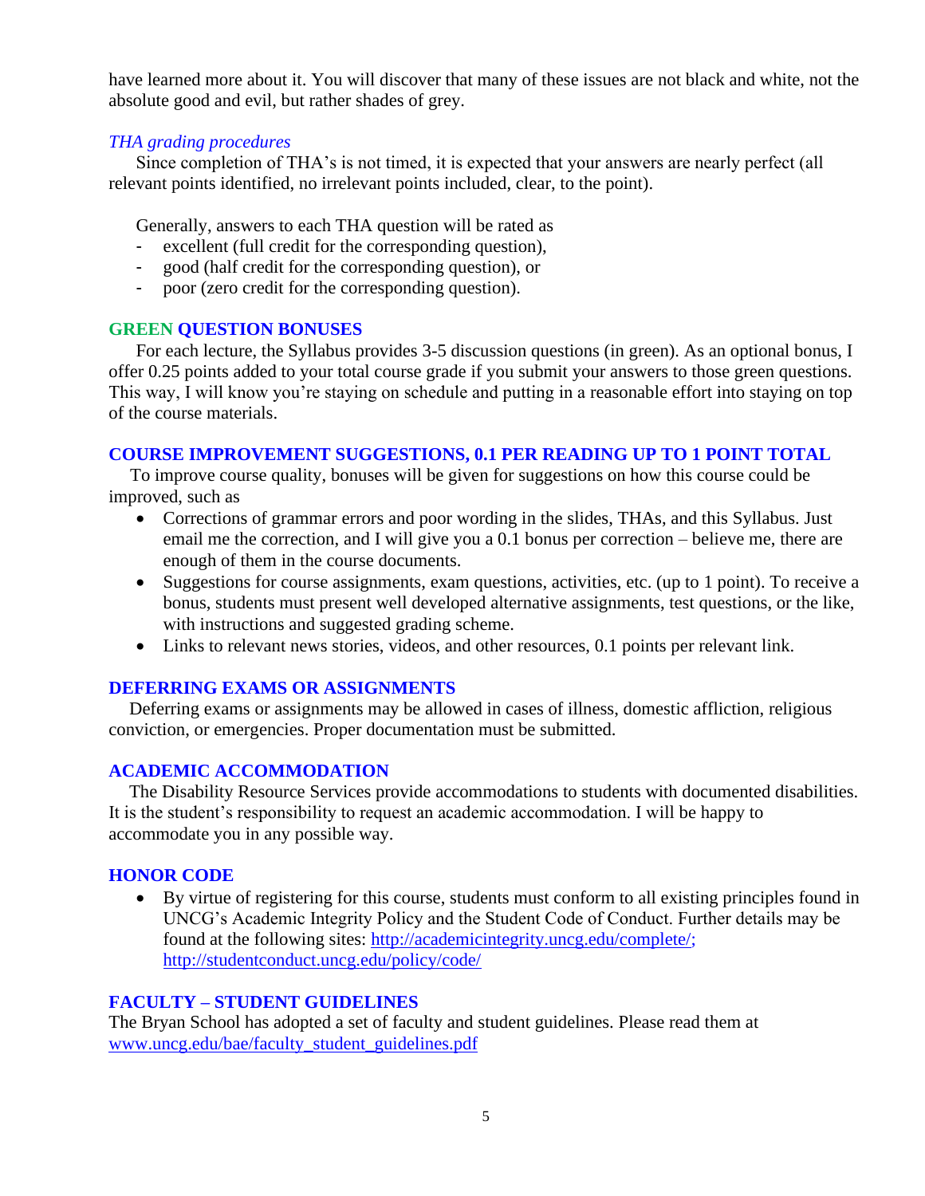have learned more about it. You will discover that many of these issues are not black and white, not the absolute good and evil, but rather shades of grey.

*THA grading procedures*

Since completion of THA's is not timed, it is expected that your answers are nearly perfect (all relevant points identified, no irrelevant points included, clear, to the point).

Generally, answers to each THA question will be rated as

- excellent (full credit for the corresponding question),
- good (half credit for the corresponding question), or
- poor (zero credit for the corresponding question).

## GREEN QUESTION BONUSES

For each lecture, the Syllabus provides 3-5 discussion questions (in green). As an optional bonus, I offer 0.25 points added to your total course grade if you submit your answers to those green questions. This way, I will know you're staying on schedule and putting in a reasonable effort into staying on top of the course materials.

## COURSE IMPROVEMENT SUGGESTIONS, 0.1 PER READING UP TO 1 POINT TOTAL

To improve course quality, bonuses will be given for suggestions on how this course could be improved, such as

- Corrections of grammar errors and poor wording in the slides, THAs, and this Syllabus. Just email me the correction, and I will give you a 0.1 bonus per correction – believe me, there are enough of them in the course documents.
- Suggestions for course assignments, exam questions, activities, etc. (up to 1 point). To receive a bonus, students must present well developed alternative assignments, test questions, or the like, with instructions and suggested grading scheme.
- Links to relevant news stories, videos, and other resources, 0.1 points per relevant link.

## DEFERRING EXAMS OR ASSIGNMENTS

Deferring exams or assignments may be allowed in cases of illness, domestic affliction, religious conviction, or emergencies. Proper documentation must be submitted.

## ACADEMIC ACCOMMODATION

The Disability Resource Services provide accommodations to students with documented disabilities. It is the student's responsibility to request an academic accommodation. I will be happy to accommodate you in any possible way.

## HONOR CODE

- By virtue of registering for this course, students must conform to all existing principles found in UNCG's Academic Integrity Policy and the Student Code of Conduct. Further details may be found at the following sites: http://academicintegrity.uncg.edu/complete/; http://studentconduct.uncg.edu/policy/code/

## FACULTY – STUDENT GUIDELINES

The Bryan School has adopted a set of faculty and student guidelines. Please read them at www.uncg.edu/bae/faculty_student_guidelines.pdf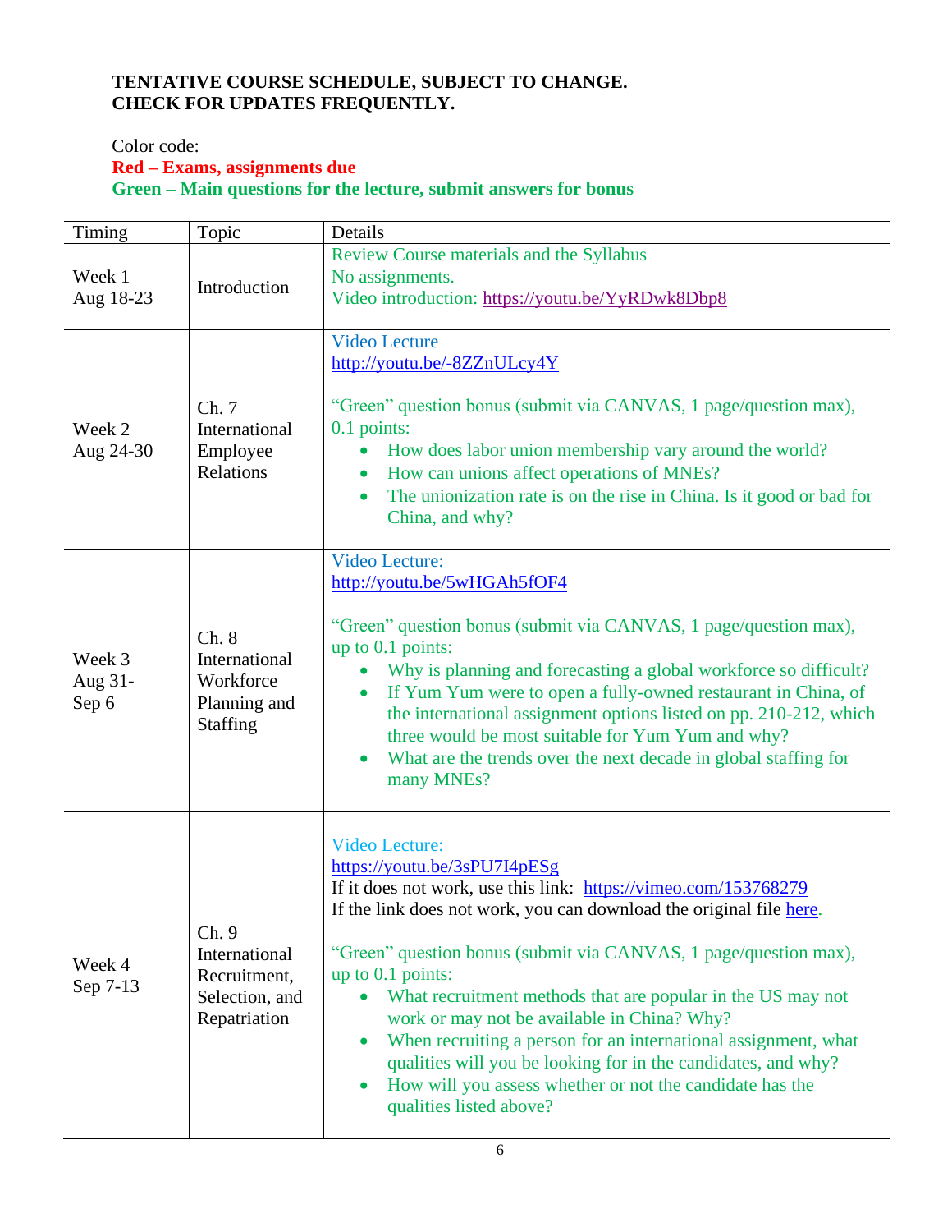**TENTATIVE COURSE SCHEDULE, SUBJECT TO CHANGE.**
**CHECK FOR UPDATES FREQUENTLY.**

Color code:
**Red – Exams, assignments due**
**Green – Main questions for the lecture, submit answers for bonus**

| Timing | Topic | Details |
|---|---|---|
| Week 1<br>Aug 18-23 | Introduction | Review Course materials and the Syllabus<br>No assignments.<br>Video introduction: https://youtu.be/YyRDwk8Dbp8 |
| Week 2<br>Aug 24-30 | Ch. 7 International Employee Relations | Video Lecture<br>http://youtu.be/-8ZZnULcy4Y<br><br>"Green" question bonus (submit via CANVAS, 1 page/question max), 0.1 points:<br>• How does labor union membership vary around the world?<br>• How can unions affect operations of MNEs?<br>• The unionization rate is on the rise in China. Is it good or bad for China, and why? |
| Week 3<br>Aug 31-Sep 6 | Ch. 8 International Workforce Planning and Staffing | Video Lecture:<br>http://youtu.be/5wHGAh5fOF4<br><br>"Green" question bonus (submit via CANVAS, 1 page/question max), up to 0.1 points:<br>• Why is planning and forecasting a global workforce so difficult?<br>• If Yum Yum were to open a fully-owned restaurant in China, of the international assignment options listed on pp. 210-212, which three would be most suitable for Yum Yum and why?<br>• What are the trends over the next decade in global staffing for many MNEs? |
| Week 4<br>Sep 7-13 | Ch. 9 International Recruitment, Selection, and Repatriation | Video Lecture:<br>https://youtu.be/3sPU7I4pESg<br>If it does not work, use this link: https://vimeo.com/153768279<br>If the link does not work, you can download the original file here.<br><br>"Green" question bonus (submit via CANVAS, 1 page/question max), up to 0.1 points:<br>• What recruitment methods that are popular in the US may not work or may not be available in China? Why?<br>• When recruiting a person for an international assignment, what qualities will you be looking for in the candidates, and why?<br>• How will you assess whether or not the candidate has the qualities listed above? |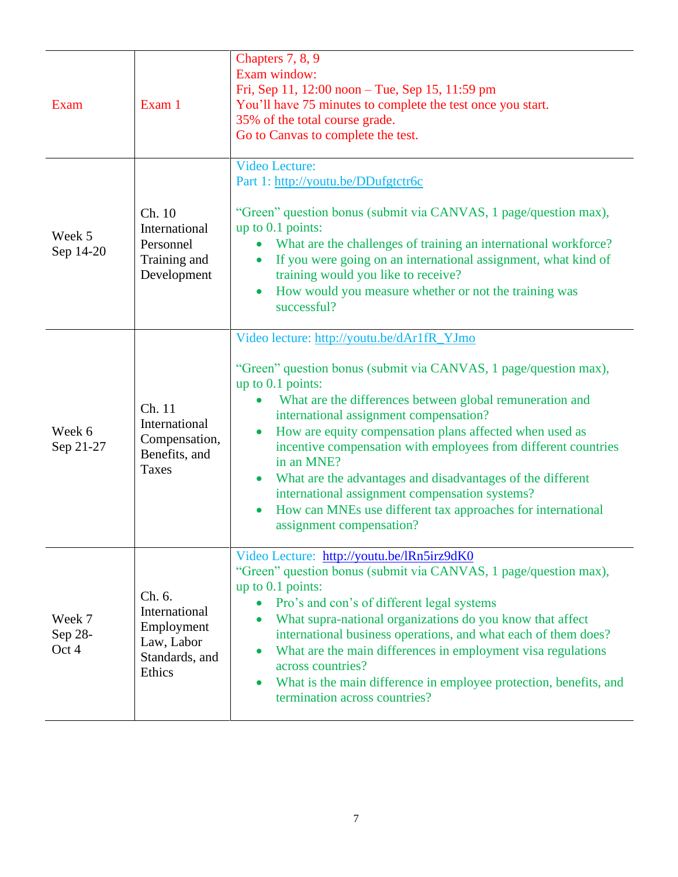| | | |
|---|---|---|
| Exam | Exam 1 | Chapters 7, 8, 9<br>Exam window:<br>Fri, Sep 11, 12:00 noon – Tue, Sep 15, 11:59 pm<br>You'll have 75 minutes to complete the test once you start.<br>35% of the total course grade.<br>Go to Canvas to complete the test. |
| Week 5<br>Sep 14-20 | Ch. 10<br>International Personnel Training and Development | Video Lecture:<br>Part 1: http://youtu.be/DDufgtctr6c<br><br>"Green" question bonus (submit via CANVAS, 1 page/question max), up to 0.1 points:<br>• What are the challenges of training an international workforce?<br>• If you were going on an international assignment, what kind of training would you like to receive?<br>• How would you measure whether or not the training was successful? |
| Week 6<br>Sep 21-27 | Ch. 11<br>International Compensation, Benefits, and Taxes | Video lecture: http://youtu.be/dAr1fR_YJmo<br><br>"Green" question bonus (submit via CANVAS, 1 page/question max), up to 0.1 points:<br>• What are the differences between global remuneration and international assignment compensation?<br>• How are equity compensation plans affected when used as incentive compensation with employees from different countries in an MNE?<br>• What are the advantages and disadvantages of the different international assignment compensation systems?<br>• How can MNEs use different tax approaches for international assignment compensation? |
| Week 7<br>Sep 28-Oct 4 | Ch. 6.<br>International Employment Law, Labor Standards, and Ethics | Video Lecture: http://youtu.be/lRn5irz9dK0<br>"Green" question bonus (submit via CANVAS, 1 page/question max), up to 0.1 points:<br>• Pro's and con's of different legal systems<br>• What supra-national organizations do you know that affect international business operations, and what each of them does?<br>• What are the main differences in employment visa regulations across countries?<br>• What is the main difference in employee protection, benefits, and termination across countries? |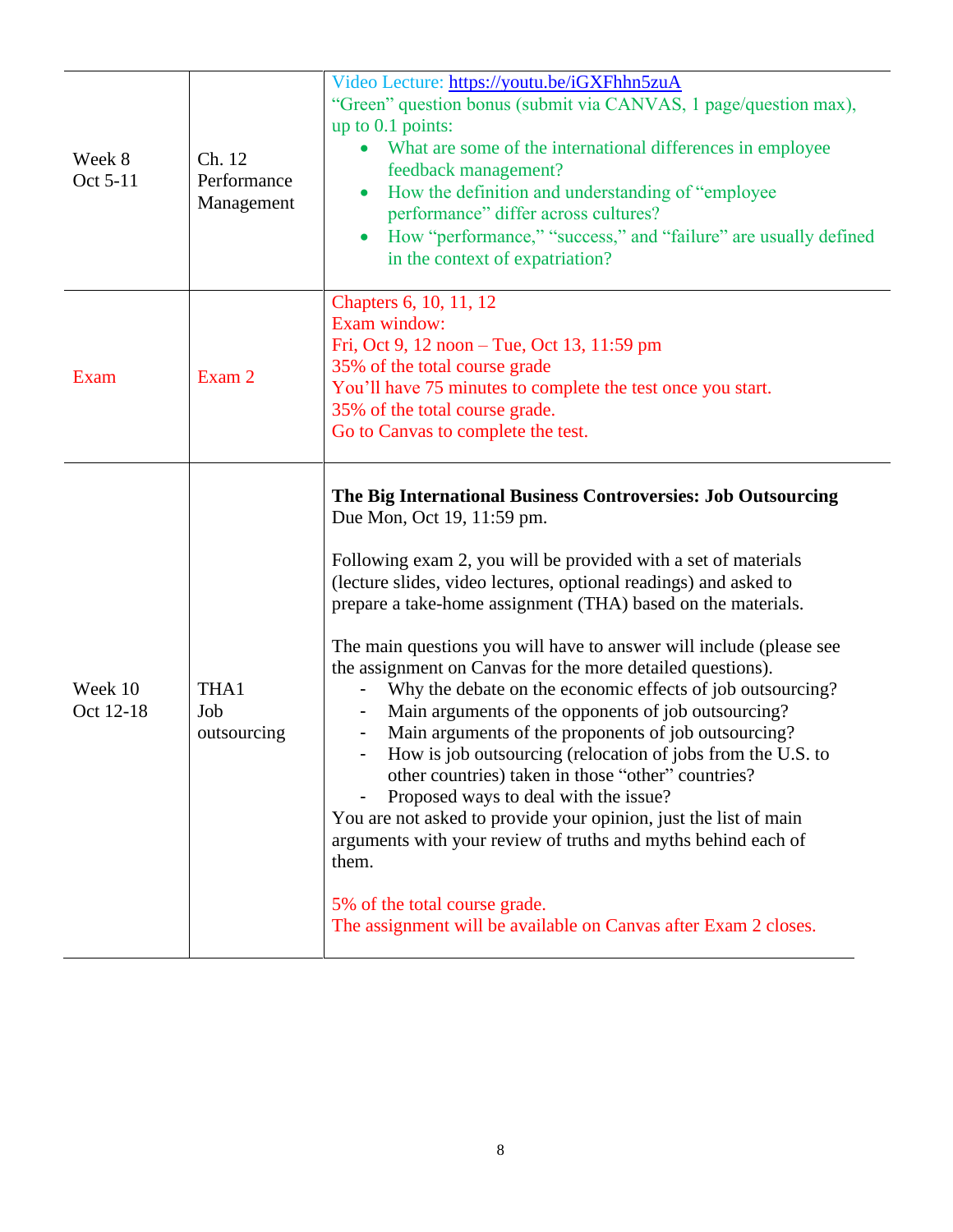| | | |
|---|---|---|
| Week 8<br>Oct 5-11 | Ch. 12<br>Performance Management | Video Lecture: [https://youtu.be/iGXFhhn5zuA](https://youtu.be/iGXFhhn5zuA)<br>"Green" question bonus (submit via CANVAS, 1 page/question max), up to 0.1 points:<br>• What are some of the international differences in employee feedback management?<br>• How the definition and understanding of "employee performance" differ across cultures?<br>• How "performance," "success," and "failure" are usually defined in the context of expatriation? |
| Exam | Exam 2 | Chapters 6, 10, 11, 12<br>Exam window:<br>Fri, Oct 9, 12 noon – Tue, Oct 13, 11:59 pm<br>35% of the total course grade<br>You'll have 75 minutes to complete the test once you start.<br>35% of the total course grade.<br>Go to Canvas to complete the test. |
| Week 10<br>Oct 12-18 | THA1<br>Job outsourcing | **The Big International Business Controversies: Job Outsourcing**<br>Due Mon, Oct 19, 11:59 pm.<br><br>Following exam 2, you will be provided with a set of materials (lecture slides, video lectures, optional readings) and asked to prepare a take-home assignment (THA) based on the materials.<br><br>The main questions you will have to answer will include (please see the assignment on Canvas for the more detailed questions).<br>- Why the debate on the economic effects of job outsourcing?<br>- Main arguments of the opponents of job outsourcing?<br>- Main arguments of the proponents of job outsourcing?<br>- How is job outsourcing (relocation of jobs from the U.S. to other countries) taken in those "other" countries?<br>- Proposed ways to deal with the issue?<br>You are not asked to provide your opinion, just the list of main arguments with your review of truths and myths behind each of them.<br><br>5% of the total course grade.<br>The assignment will be available on Canvas after Exam 2 closes. |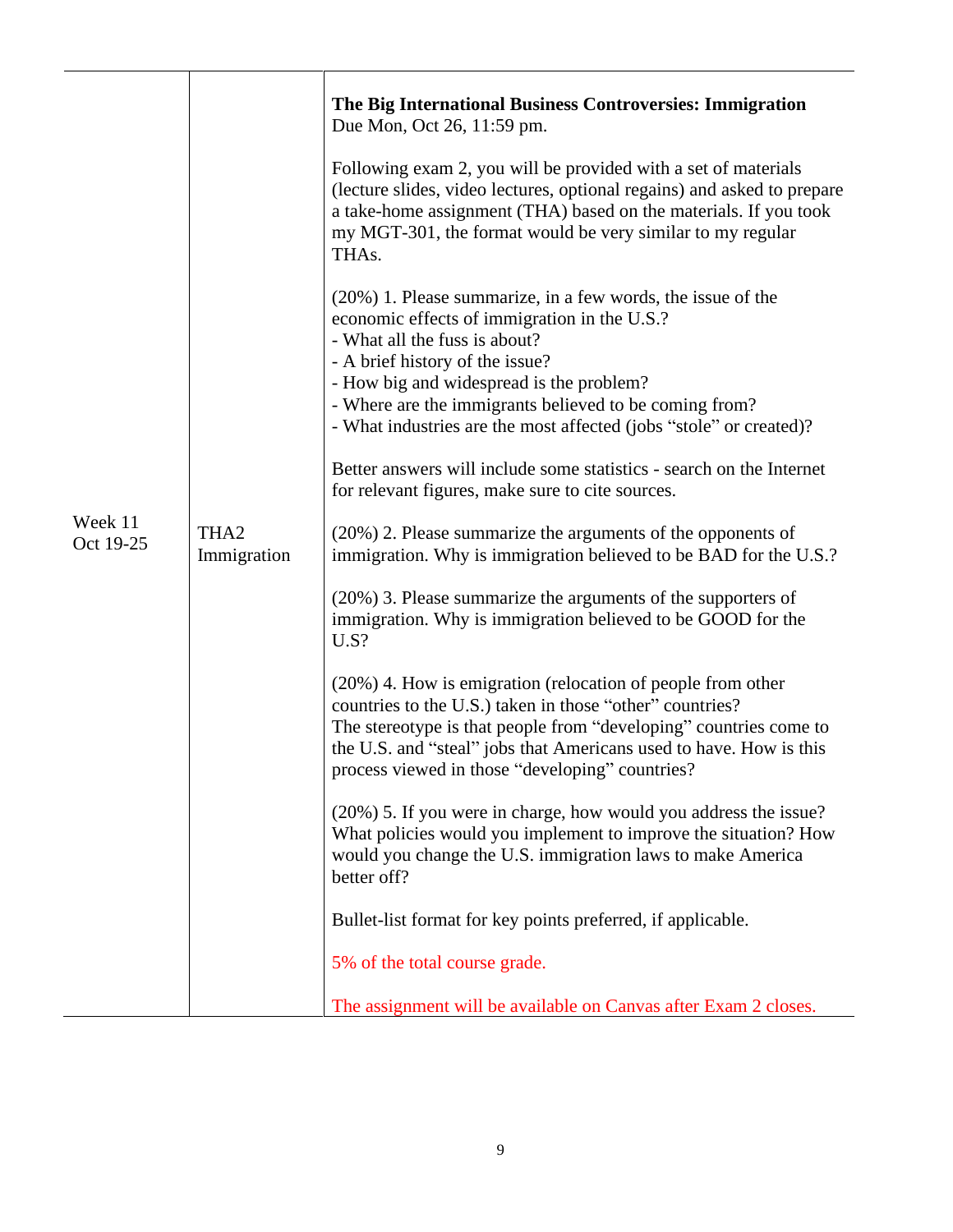| | | |
|---|---|---|
| Week 11<br>Oct 19-25 | THA2<br>Immigration | **The Big International Business Controversies: Immigration**<br>Due Mon, Oct 26, 11:59 pm.<br><br>Following exam 2, you will be provided with a set of materials (lecture slides, video lectures, optional regains) and asked to prepare a take-home assignment (THA) based on the materials. If you took my MGT-301, the format would be very similar to my regular THAs.<br><br>(20%) 1. Please summarize, in a few words, the issue of the economic effects of immigration in the U.S.?<br>- What all the fuss is about?<br>- A brief history of the issue?<br>- How big and widespread is the problem?<br>- Where are the immigrants believed to be coming from?<br>- What industries are the most affected (jobs "stole" or created)?<br><br>Better answers will include some statistics - search on the Internet for relevant figures, make sure to cite sources.<br><br>(20%) 2. Please summarize the arguments of the opponents of immigration. Why is immigration believed to be BAD for the U.S.?<br><br>(20%) 3. Please summarize the arguments of the supporters of immigration. Why is immigration believed to be GOOD for the U.S?<br><br>(20%) 4. How is emigration (relocation of people from other countries to the U.S.) taken in those "other" countries?<br>The stereotype is that people from "developing" countries come to the U.S. and "steal" jobs that Americans used to have. How is this process viewed in those "developing" countries?<br><br>(20%) 5. If you were in charge, how would you address the issue? What policies would you implement to improve the situation? How would you change the U.S. immigration laws to make America better off?<br><br>Bullet-list format for key points preferred, if applicable.<br><br>5% of the total course grade.<br><br>The assignment will be available on Canvas after Exam 2 closes. |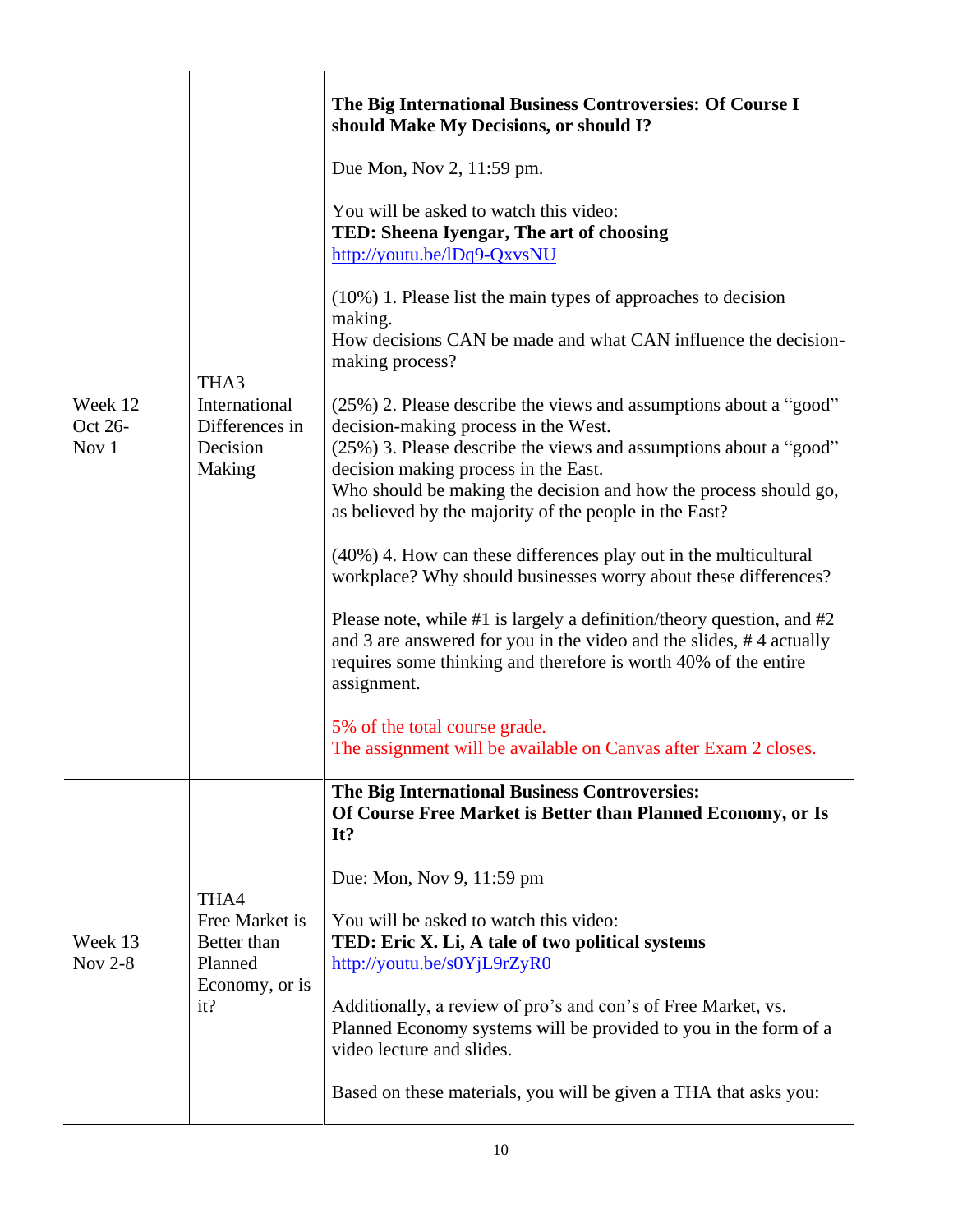| | | |
|---|---|---|
| Week 12<br>Oct 26-<br>Nov 1 | THA3<br>International Differences in Decision Making | **The Big International Business Controversies: Of Course I should Make My Decisions, or should I?**<br><br>Due Mon, Nov 2, 11:59 pm.<br><br>You will be asked to watch this video:<br>**TED: Sheena Iyengar, The art of choosing**<br>http://youtu.be/lDq9-QxvsNU<br><br>(10%) 1. Please list the main types of approaches to decision making.<br>How decisions CAN be made and what CAN influence the decision-making process?<br><br>(25%) 2. Please describe the views and assumptions about a "good" decision-making process in the West.<br>(25%) 3. Please describe the views and assumptions about a "good" decision making process in the East.<br>Who should be making the decision and how the process should go, as believed by the majority of the people in the East?<br><br>(40%) 4. How can these differences play out in the multicultural workplace? Why should businesses worry about these differences?<br><br>Please note, while #1 is largely a definition/theory question, and #2 and 3 are answered for you in the video and the slides, # 4 actually requires some thinking and therefore is worth 40% of the entire assignment.<br><br>5% of the total course grade.<br>The assignment will be available on Canvas after Exam 2 closes. |
| Week 13<br>Nov 2-8 | THA4<br>Free Market is Better than Planned Economy, or is it? | **The Big International Business Controversies:**<br>**Of Course Free Market is Better than Planned Economy, or Is It?**<br><br>Due: Mon, Nov 9, 11:59 pm<br><br>You will be asked to watch this video:<br>**TED: Eric X. Li, A tale of two political systems**<br>http://youtu.be/s0YjL9rZyR0<br><br>Additionally, a review of pro's and con's of Free Market, vs. Planned Economy systems will be provided to you in the form of a video lecture and slides.<br><br>Based on these materials, you will be given a THA that asks you: |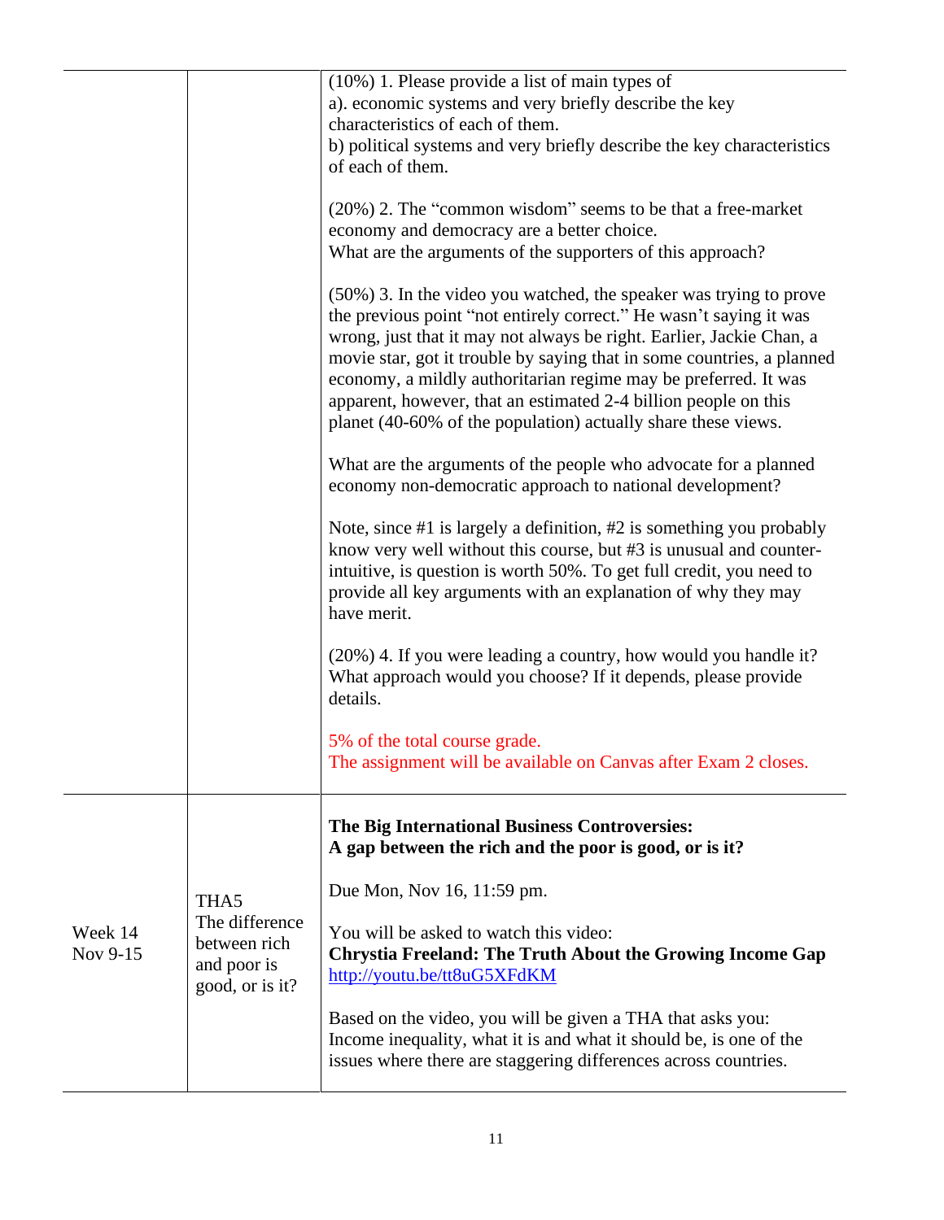| | | |
|---|---|---|
| | | (10%) 1. Please provide a list of main types of<br>a). economic systems and very briefly describe the key characteristics of each of them.<br>b) political systems and very briefly describe the key characteristics of each of them.<br><br>(20%) 2. The "common wisdom" seems to be that a free-market economy and democracy are a better choice.<br>What are the arguments of the supporters of this approach?<br><br>(50%) 3. In the video you watched, the speaker was trying to prove the previous point "not entirely correct." He wasn't saying it was wrong, just that it may not always be right. Earlier, Jackie Chan, a movie star, got it trouble by saying that in some countries, a planned economy, a mildly authoritarian regime may be preferred. It was apparent, however, that an estimated 2-4 billion people on this planet (40-60% of the population) actually share these views.<br><br>What are the arguments of the people who advocate for a planned economy non-democratic approach to national development?<br><br>Note, since #1 is largely a definition, #2 is something you probably know very well without this course, but #3 is unusual and counter-intuitive, is question is worth 50%. To get full credit, you need to provide all key arguments with an explanation of why they may have merit.<br><br>(20%) 4. If you were leading a country, how would you handle it? What approach would you choose? If it depends, please provide details.<br><br>5% of the total course grade.<br>The assignment will be available on Canvas after Exam 2 closes. |
| Week 14<br>Nov 9-15 | THA5<br>The difference between rich and poor is good, or is it? | **The Big International Business Controversies:**<br>**A gap between the rich and the poor is good, or is it?**<br><br>Due Mon, Nov 16, 11:59 pm.<br><br>You will be asked to watch this video:<br>**Chrystia Freeland: The Truth About the Growing Income Gap**<br>http://youtu.be/tt8uG5XFdKM<br><br>Based on the video, you will be given a THA that asks you:<br>Income inequality, what it is and what it should be, is one of the issues where there are staggering differences across countries. |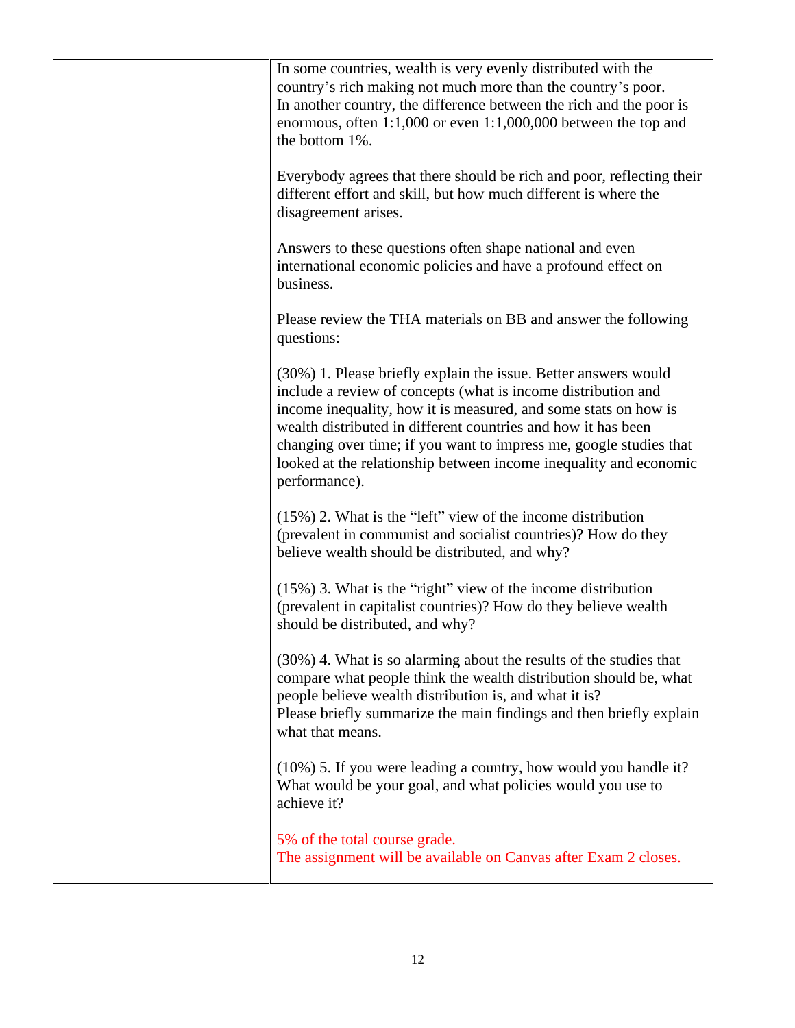| | | |
|---|---|---|
| | | In some countries, wealth is very evenly distributed with the country's rich making not much more than the country's poor. In another country, the difference between the rich and the poor is enormous, often 1:1,000 or even 1:1,000,000 between the top and the bottom 1%.<br><br>Everybody agrees that there should be rich and poor, reflecting their different effort and skill, but how much different is where the disagreement arises.<br><br>Answers to these questions often shape national and even international economic policies and have a profound effect on business.<br><br>Please review the THA materials on BB and answer the following questions:<br><br>(30%) 1. Please briefly explain the issue. Better answers would include a review of concepts (what is income distribution and income inequality, how it is measured, and some stats on how is wealth distributed in different countries and how it has been changing over time; if you want to impress me, google studies that looked at the relationship between income inequality and economic performance).<br><br>(15%) 2. What is the "left" view of the income distribution (prevalent in communist and socialist countries)? How do they believe wealth should be distributed, and why?<br><br>(15%) 3. What is the "right" view of the income distribution (prevalent in capitalist countries)? How do they believe wealth should be distributed, and why?<br><br>(30%) 4. What is so alarming about the results of the studies that compare what people think the wealth distribution should be, what people believe wealth distribution is, and what it is? Please briefly summarize the main findings and then briefly explain what that means.<br><br>(10%) 5. If you were leading a country, how would you handle it? What would be your goal, and what policies would you use to achieve it?<br><br>5% of the total course grade.<br>The assignment will be available on Canvas after Exam 2 closes. |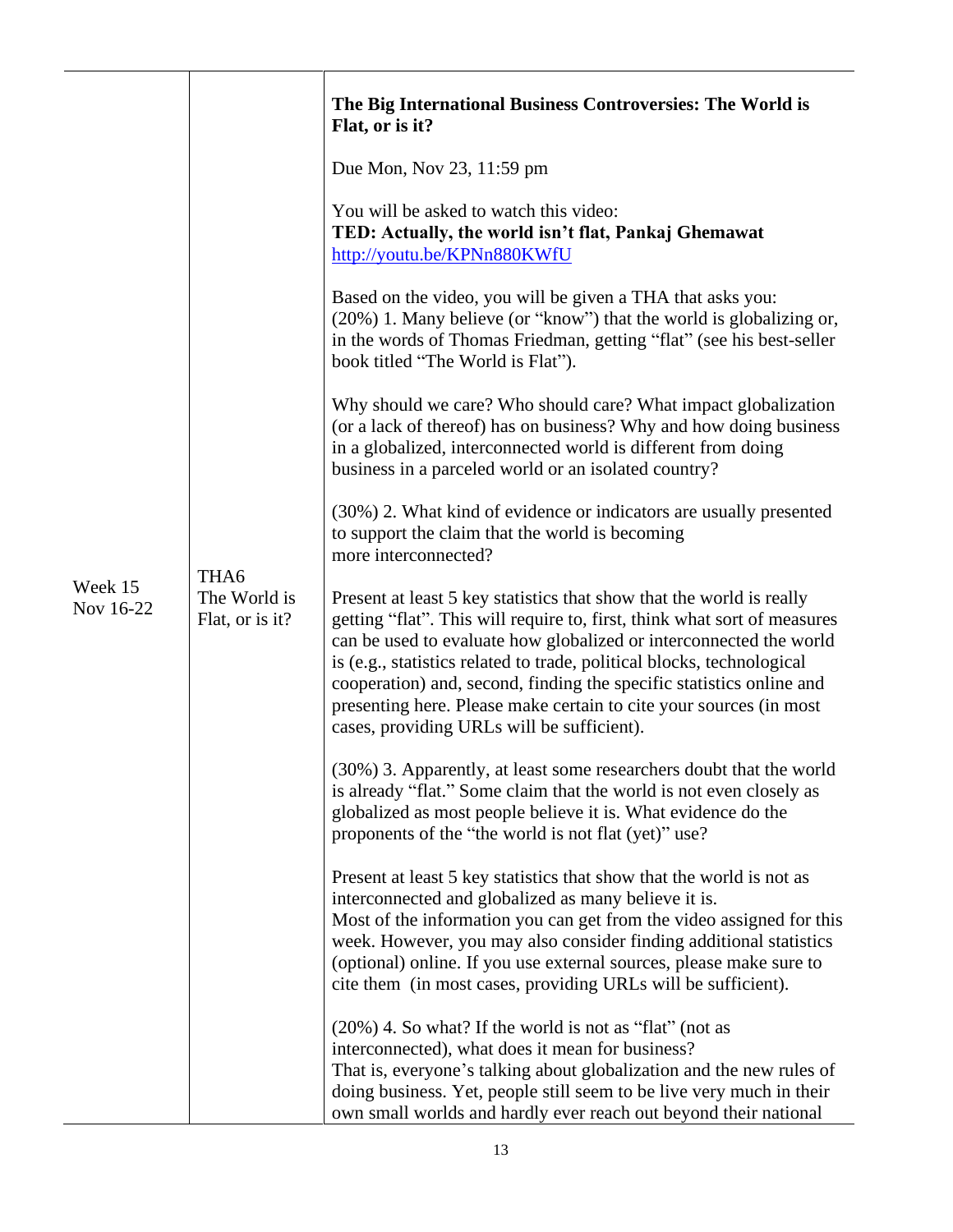| | | |
|---|---|---|
| Week 15 Nov 16-22 | THA6 The World is Flat, or is it? | **The Big International Business Controversies: The World is Flat, or is it?**<br><br>Due Mon, Nov 23, 11:59 pm<br><br>You will be asked to watch this video:<br>**TED: Actually, the world isn't flat, Pankaj Ghemawat**<br>[http://youtu.be/KPNn880KWfU](http://youtu.be/KPNn880KWfU)<br><br>Based on the video, you will be given a THA that asks you:<br>(20%) 1. Many believe (or "know") that the world is globalizing or, in the words of Thomas Friedman, getting "flat" (see his best-seller book titled "The World is Flat").<br><br>Why should we care? Who should care? What impact globalization (or a lack of thereof) has on business? Why and how doing business in a globalized, interconnected world is different from doing business in a parceled world or an isolated country?<br><br>(30%) 2. What kind of evidence or indicators are usually presented to support the claim that the world is becoming more interconnected?<br><br>Present at least 5 key statistics that show that the world is really getting "flat". This will require to, first, think what sort of measures can be used to evaluate how globalized or interconnected the world is (e.g., statistics related to trade, political blocks, technological cooperation) and, second, finding the specific statistics online and presenting here. Please make certain to cite your sources (in most cases, providing URLs will be sufficient).<br><br>(30%) 3. Apparently, at least some researchers doubt that the world is already "flat." Some claim that the world is not even closely as globalized as most people believe it is. What evidence do the proponents of the "the world is not flat (yet)" use?<br><br>Present at least 5 key statistics that show that the world is not as interconnected and globalized as many believe it is.<br>Most of the information you can get from the video assigned for this week. However, you may also consider finding additional statistics (optional) online. If you use external sources, please make sure to cite them (in most cases, providing URLs will be sufficient).<br><br>(20%) 4. So what? If the world is not as "flat" (not as interconnected), what does it mean for business?<br>That is, everyone's talking about globalization and the new rules of doing business. Yet, people still seem to be live very much in their own small worlds and hardly ever reach out beyond their national |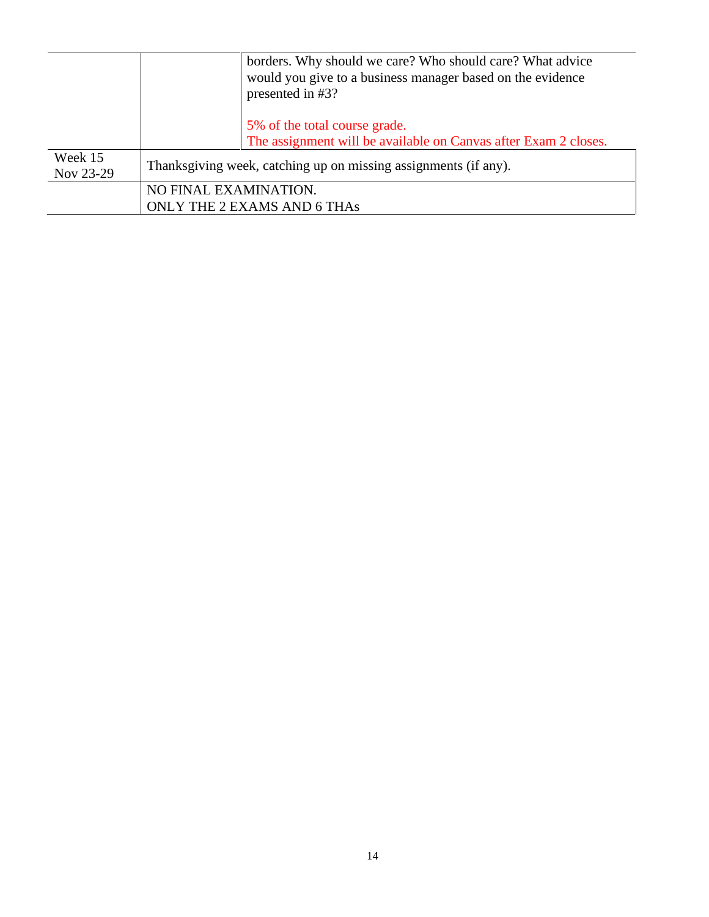| | | |
|---|---|---|
| | | borders. Why should we care? Who should care? What advice would you give to a business manager based on the evidence presented in #3?<br><br>5% of the total course grade.<br>The assignment will be available on Canvas after Exam 2 closes. |
| Week 15<br>Nov 23-29 | Thanksgiving week, catching up on missing assignments (if any). | |
| | NO FINAL EXAMINATION.<br>ONLY THE 2 EXAMS AND 6 THAs | |